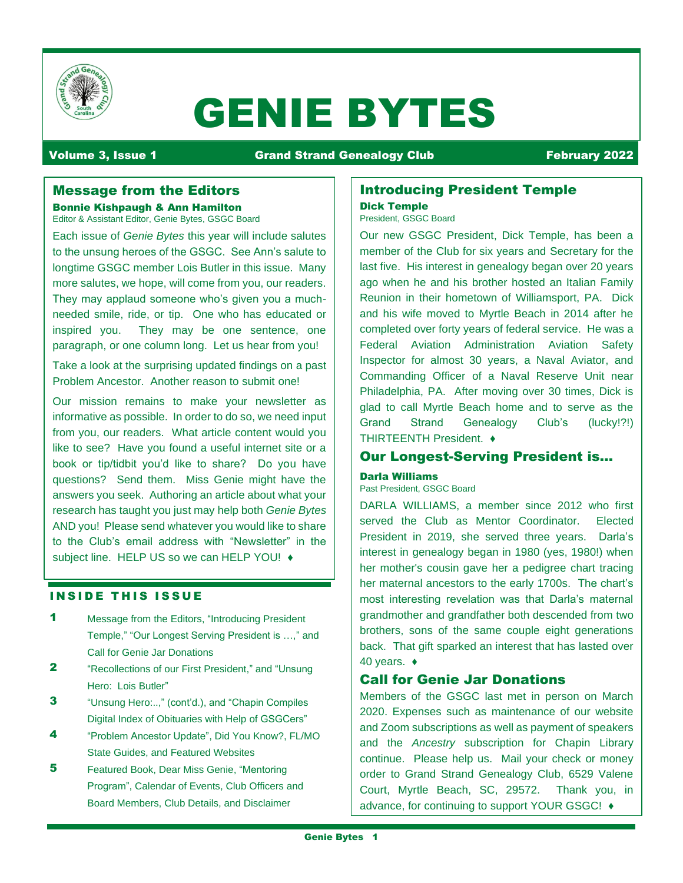# GENIE BYTES

**Volume 3, Issue 1** | **Grand Strand Genealogy Club** | **February 2022**

## Message from the Editors

**Bonnie Kishpaugh & Ann Hamilton**
Editor & Assistant Editor, Genie Bytes, GSGC Board

Each issue of *Genie Bytes* this year will include salutes to the unsung heroes of the GSGC. See Ann's salute to longtime GSGC member Lois Butler in this issue. Many more salutes, we hope, will come from you, our readers. They may applaud someone who's given you a much-needed smile, ride, or tip. One who has educated or inspired you. They may be one sentence, one paragraph, or one column long. Let us hear from you!

Take a look at the surprising updated findings on a past Problem Ancestor. Another reason to submit one!

Our mission remains to make your newsletter as informative as possible. In order to do so, we need input from you, our readers. What article content would you like to see? Have you found a useful internet site or a book or tip/tidbit you'd like to share? Do you have questions? Send them. Miss Genie might have the answers you seek. Authoring an article about what your research has taught you just may help both *Genie Bytes* AND you! Please send whatever you would like to share to the Club's email address with "Newsletter" in the subject line. HELP US so we can HELP YOU! ♦

### INSIDE THIS ISSUE

| | |
|---|---|
| 1 | Message from the Editors, "Introducing President Temple," "Our Longest Serving President is …," and Call for Genie Jar Donations |
| 2 | "Recollections of our First President," and "Unsung Hero: Lois Butler" |
| 3 | "Unsung Hero:..," (cont'd.), and "Chapin Compiles Digital Index of Obituaries with Help of GSGCers" |
| 4 | "Problem Ancestor Update", Did You Know?, FL/MO State Guides, and Featured Websites |
| 5 | Featured Book, Dear Miss Genie, "Mentoring Program", Calendar of Events, Club Officers and Board Members, Club Details, and Disclaimer |

## Introducing President Temple

**Dick Temple**
President, GSGC Board

Our new GSGC President, Dick Temple, has been a member of the Club for six years and Secretary for the last five. His interest in genealogy began over 20 years ago when he and his brother hosted an Italian Family Reunion in their hometown of Williamsport, PA. Dick and his wife moved to Myrtle Beach in 2014 after he completed over forty years of federal service. He was a Federal Aviation Administration Aviation Safety Inspector for almost 30 years, a Naval Aviator, and Commanding Officer of a Naval Reserve Unit near Philadelphia, PA. After moving over 30 times, Dick is glad to call Myrtle Beach home and to serve as the Grand Strand Genealogy Club's (lucky!?!) THIRTEENTH President. ♦

## Our Longest-Serving President is…

**Darla Williams**
Past President, GSGC Board

DARLA WILLIAMS, a member since 2012 who first served the Club as Mentor Coordinator. Elected President in 2019, she served three years. Darla's interest in genealogy began in 1980 (yes, 1980!) when her mother's cousin gave her a pedigree chart tracing her maternal ancestors to the early 1700s. The chart's most interesting revelation was that Darla's maternal grandmother and grandfather both descended from two brothers, sons of the same couple eight generations back. That gift sparked an interest that has lasted over 40 years. ♦

## Call for Genie Jar Donations

Members of the GSGC last met in person on March 2020. Expenses such as maintenance of our website and Zoom subscriptions as well as payment of speakers and the *Ancestry* subscription for Chapin Library continue. Please help us. Mail your check or money order to Grand Strand Genealogy Club, 6529 Valene Court, Myrtle Beach, SC, 29572. Thank you, in advance, for continuing to support YOUR GSGC! ♦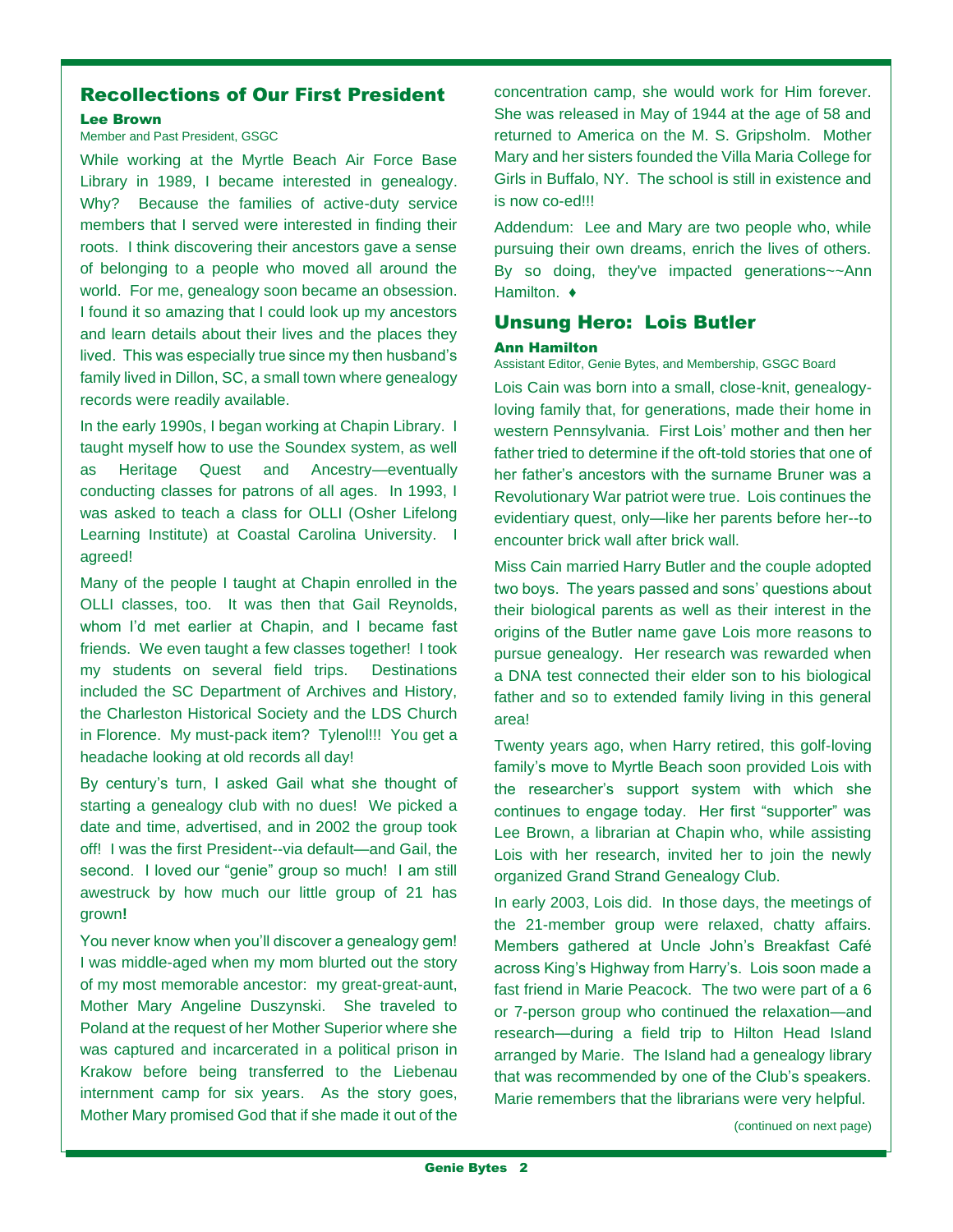## Recollections of Our First President

**Lee Brown**

Member and Past President, GSGC

While working at the Myrtle Beach Air Force Base Library in 1989, I became interested in genealogy. Why? Because the families of active-duty service members that I served were interested in finding their roots. I think discovering their ancestors gave a sense of belonging to a people who moved all around the world. For me, genealogy soon became an obsession. I found it so amazing that I could look up my ancestors and learn details about their lives and the places they lived. This was especially true since my then husband's family lived in Dillon, SC, a small town where genealogy records were readily available.

In the early 1990s, I began working at Chapin Library. I taught myself how to use the Soundex system, as well as Heritage Quest and Ancestry—eventually conducting classes for patrons of all ages. In 1993, I was asked to teach a class for OLLI (Osher Lifelong Learning Institute) at Coastal Carolina University. I agreed!

Many of the people I taught at Chapin enrolled in the OLLI classes, too. It was then that Gail Reynolds, whom I'd met earlier at Chapin, and I became fast friends. We even taught a few classes together! I took my students on several field trips. Destinations included the SC Department of Archives and History, the Charleston Historical Society and the LDS Church in Florence. My must-pack item? Tylenol!!! You get a headache looking at old records all day!

By century's turn, I asked Gail what she thought of starting a genealogy club with no dues! We picked a date and time, advertised, and in 2002 the group took off! I was the first President--via default—and Gail, the second. I loved our "genie" group so much! I am still awestruck by how much our little group of 21 has grown**!**

You never know when you'll discover a genealogy gem! I was middle-aged when my mom blurted out the story of my most memorable ancestor: my great-great-aunt, Mother Mary Angeline Duszynski. She traveled to Poland at the request of her Mother Superior where she was captured and incarcerated in a political prison in Krakow before being transferred to the Liebenau internment camp for six years. As the story goes, Mother Mary promised God that if she made it out of the concentration camp, she would work for Him forever. She was released in May of 1944 at the age of 58 and returned to America on the M. S. Gripsholm. Mother Mary and her sisters founded the Villa Maria College for Girls in Buffalo, NY. The school is still in existence and is now co-ed!!!

Addendum: Lee and Mary are two people who, while pursuing their own dreams, enrich the lives of others. By so doing, they've impacted generations~~Ann Hamilton. ♦

## Unsung Hero: Lois Butler

**Ann Hamilton**

Assistant Editor, Genie Bytes, and Membership, GSGC Board

Lois Cain was born into a small, close-knit, genealogy-loving family that, for generations, made their home in western Pennsylvania. First Lois' mother and then her father tried to determine if the oft-told stories that one of her father's ancestors with the surname Bruner was a Revolutionary War patriot were true. Lois continues the evidentiary quest, only—like her parents before her--to encounter brick wall after brick wall.

Miss Cain married Harry Butler and the couple adopted two boys. The years passed and sons' questions about their biological parents as well as their interest in the origins of the Butler name gave Lois more reasons to pursue genealogy. Her research was rewarded when a DNA test connected their elder son to his biological father and so to extended family living in this general area!

Twenty years ago, when Harry retired, this golf-loving family's move to Myrtle Beach soon provided Lois with the researcher's support system with which she continues to engage today. Her first "supporter" was Lee Brown, a librarian at Chapin who, while assisting Lois with her research, invited her to join the newly organized Grand Strand Genealogy Club.

In early 2003, Lois did. In those days, the meetings of the 21-member group were relaxed, chatty affairs. Members gathered at Uncle John's Breakfast Café across King's Highway from Harry's. Lois soon made a fast friend in Marie Peacock. The two were part of a 6 or 7-person group who continued the relaxation—and research—during a field trip to Hilton Head Island arranged by Marie. The Island had a genealogy library that was recommended by one of the Club's speakers. Marie remembers that the librarians were very helpful.

(continued on next page)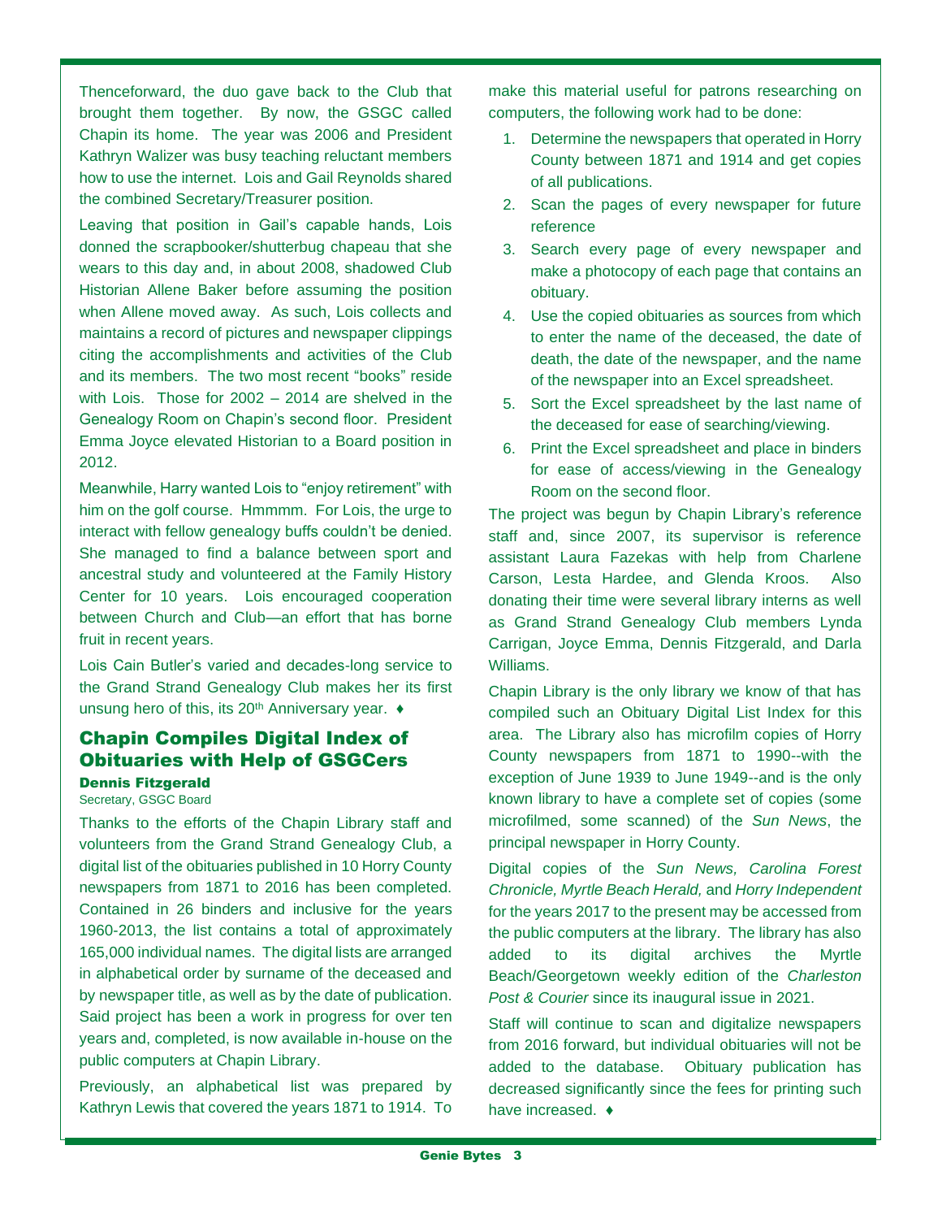Thenceforward, the duo gave back to the Club that brought them together. By now, the GSGC called Chapin its home. The year was 2006 and President Kathryn Walizer was busy teaching reluctant members how to use the internet. Lois and Gail Reynolds shared the combined Secretary/Treasurer position.

Leaving that position in Gail's capable hands, Lois donned the scrapbooker/shutterbug chapeau that she wears to this day and, in about 2008, shadowed Club Historian Allene Baker before assuming the position when Allene moved away. As such, Lois collects and maintains a record of pictures and newspaper clippings citing the accomplishments and activities of the Club and its members. The two most recent "books" reside with Lois. Those for 2002 – 2014 are shelved in the Genealogy Room on Chapin's second floor. President Emma Joyce elevated Historian to a Board position in 2012.

Meanwhile, Harry wanted Lois to "enjoy retirement" with him on the golf course. Hmmmm. For Lois, the urge to interact with fellow genealogy buffs couldn't be denied. She managed to find a balance between sport and ancestral study and volunteered at the Family History Center for 10 years. Lois encouraged cooperation between Church and Club—an effort that has borne fruit in recent years.

Lois Cain Butler's varied and decades-long service to the Grand Strand Genealogy Club makes her its first unsung hero of this, its 20th Anniversary year. ♦

## Chapin Compiles Digital Index of Obituaries with Help of GSGCers

**Dennis Fitzgerald**
Secretary, GSGC Board

Thanks to the efforts of the Chapin Library staff and volunteers from the Grand Strand Genealogy Club, a digital list of the obituaries published in 10 Horry County newspapers from 1871 to 2016 has been completed. Contained in 26 binders and inclusive for the years 1960-2013, the list contains a total of approximately 165,000 individual names. The digital lists are arranged in alphabetical order by surname of the deceased and by newspaper title, as well as by the date of publication. Said project has been a work in progress for over ten years and, completed, is now available in-house on the public computers at Chapin Library.

Previously, an alphabetical list was prepared by Kathryn Lewis that covered the years 1871 to 1914. To make this material useful for patrons researching on computers, the following work had to be done:

1. Determine the newspapers that operated in Horry County between 1871 and 1914 and get copies of all publications.
2. Scan the pages of every newspaper for future reference
3. Search every page of every newspaper and make a photocopy of each page that contains an obituary.
4. Use the copied obituaries as sources from which to enter the name of the deceased, the date of death, the date of the newspaper, and the name of the newspaper into an Excel spreadsheet.
5. Sort the Excel spreadsheet by the last name of the deceased for ease of searching/viewing.
6. Print the Excel spreadsheet and place in binders for ease of access/viewing in the Genealogy Room on the second floor.

The project was begun by Chapin Library's reference staff and, since 2007, its supervisor is reference assistant Laura Fazekas with help from Charlene Carson, Lesta Hardee, and Glenda Kroos. Also donating their time were several library interns as well as Grand Strand Genealogy Club members Lynda Carrigan, Joyce Emma, Dennis Fitzgerald, and Darla Williams.

Chapin Library is the only library we know of that has compiled such an Obituary Digital List Index for this area. The Library also has microfilm copies of Horry County newspapers from 1871 to 1990--with the exception of June 1939 to June 1949--and is the only known library to have a complete set of copies (some microfilmed, some scanned) of the *Sun News*, the principal newspaper in Horry County.

Digital copies of the *Sun News, Carolina Forest Chronicle, Myrtle Beach Herald,* and *Horry Independent* for the years 2017 to the present may be accessed from the public computers at the library. The library has also added to its digital archives the Myrtle Beach/Georgetown weekly edition of the *Charleston Post & Courier* since its inaugural issue in 2021.

Staff will continue to scan and digitalize newspapers from 2016 forward, but individual obituaries will not be added to the database. Obituary publication has decreased significantly since the fees for printing such have increased. ♦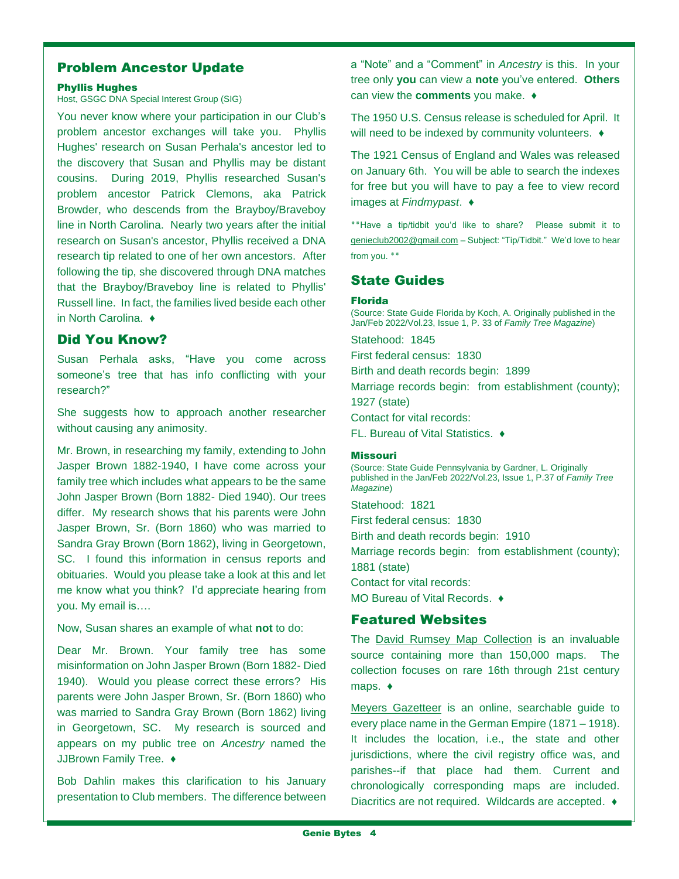## Problem Ancestor Update

**Phyllis Hughes**
Host, GSGC DNA Special Interest Group (SIG)

You never know where your participation in our Club's problem ancestor exchanges will take you. Phyllis Hughes' research on Susan Perhala's ancestor led to the discovery that Susan and Phyllis may be distant cousins. During 2019, Phyllis researched Susan's problem ancestor Patrick Clemons, aka Patrick Browder, who descends from the Brayboy/Braveboy line in North Carolina. Nearly two years after the initial research on Susan's ancestor, Phyllis received a DNA research tip related to one of her own ancestors. After following the tip, she discovered through DNA matches that the Brayboy/Braveboy line is related to Phyllis' Russell line. In fact, the families lived beside each other in North Carolina. ♦

## Did You Know?

Susan Perhala asks, "Have you come across someone's tree that has info conflicting with your research?"

She suggests how to approach another researcher without causing any animosity.

Mr. Brown, in researching my family, extending to John Jasper Brown 1882-1940, I have come across your family tree which includes what appears to be the same John Jasper Brown (Born 1882- Died 1940). Our trees differ. My research shows that his parents were John Jasper Brown, Sr. (Born 1860) who was married to Sandra Gray Brown (Born 1862), living in Georgetown, SC. I found this information in census reports and obituaries. Would you please take a look at this and let me know what you think? I'd appreciate hearing from you. My email is….

Now, Susan shares an example of what **not** to do:

Dear Mr. Brown. Your family tree has some misinformation on John Jasper Brown (Born 1882- Died 1940). Would you please correct these errors? His parents were John Jasper Brown, Sr. (Born 1860) who was married to Sandra Gray Brown (Born 1862) living in Georgetown, SC. My research is sourced and appears on my public tree on *Ancestry* named the JJBrown Family Tree. ♦

Bob Dahlin makes this clarification to his January presentation to Club members. The difference between a "Note" and a "Comment" in *Ancestry* is this. In your tree only **you** can view a **note** you've entered. **Others** can view the **comments** you make. ♦

The 1950 U.S. Census release is scheduled for April. It will need to be indexed by community volunteers. ♦

The 1921 Census of England and Wales was released on January 6th. You will be able to search the indexes for free but you will have to pay a fee to view record images at *Findmypast*. ♦

**Have a tip/tidbit you'd like to share? Please submit it to genieclub2002@gmail.com – Subject: "Tip/Tidbit." We'd love to hear from you.**

## State Guides

### Florida

(Source: State Guide Florida by Koch, A. Originally published in the Jan/Feb 2022/Vol.23, Issue 1, P. 33 of *Family Tree Magazine*)

Statehood: 1845
First federal census: 1830
Birth and death records begin: 1899
Marriage records begin: from establishment (county); 1927 (state)
Contact for vital records:
FL. Bureau of Vital Statistics. ♦

### Missouri

(Source: State Guide Pennsylvania by Gardner, L. Originally published in the Jan/Feb 2022/Vol.23, Issue 1, P.37 of *Family Tree Magazine*)

Statehood: 1821
First federal census: 1830
Birth and death records begin: 1910
Marriage records begin: from establishment (county); 1881 (state)
Contact for vital records:
MO Bureau of Vital Records. ♦

## Featured Websites

The David Rumsey Map Collection is an invaluable source containing more than 150,000 maps. The collection focuses on rare 16th through 21st century maps. ♦

Meyers Gazetteer is an online, searchable guide to every place name in the German Empire (1871 – 1918). It includes the location, i.e., the state and other jurisdictions, where the civil registry office was, and parishes--if that place had them. Current and chronologically corresponding maps are included. Diacritics are not required. Wildcards are accepted. ♦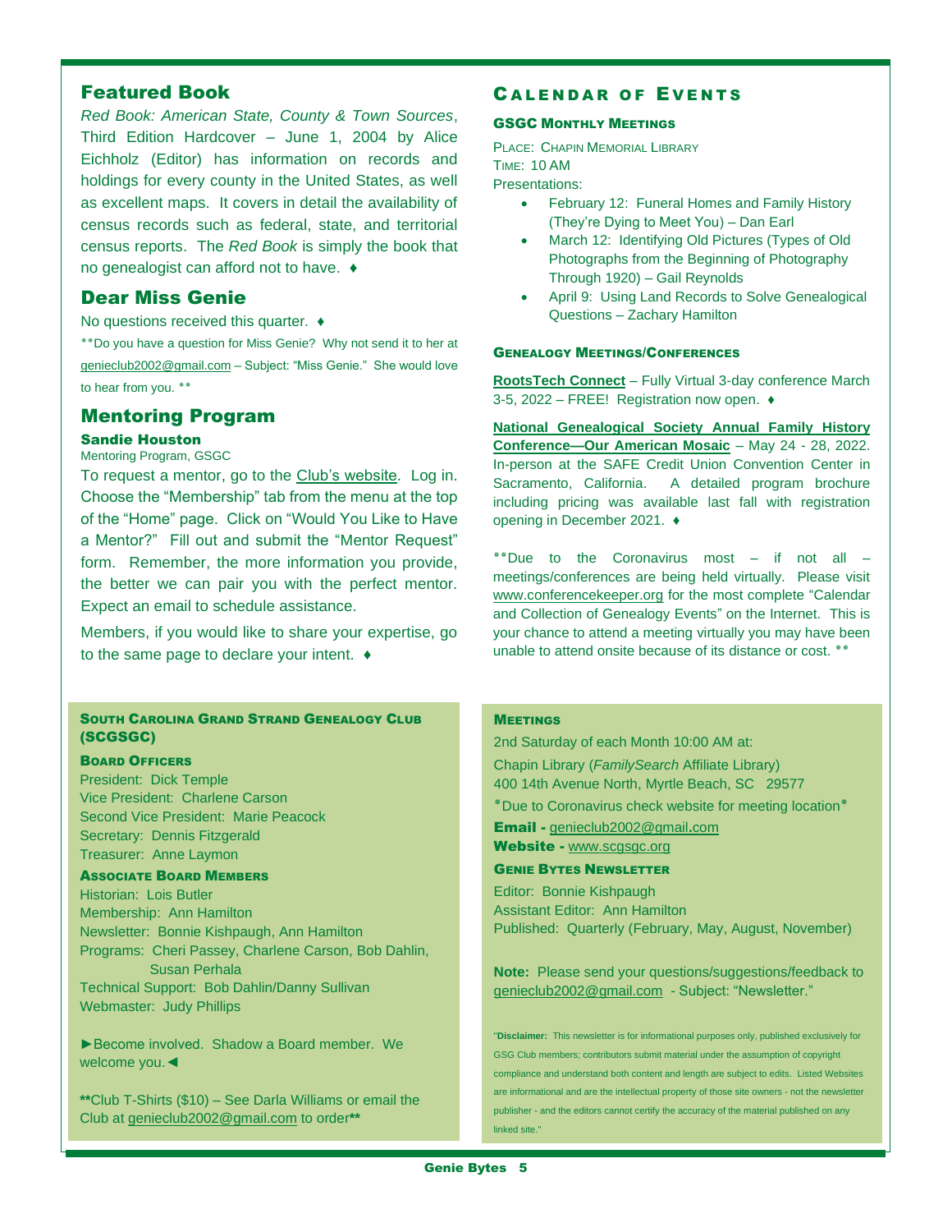## Featured Book

*Red Book: American State, County & Town Sources*, Third Edition Hardcover – June 1, 2004 by Alice Eichholz (Editor) has information on records and holdings for every county in the United States, as well as excellent maps. It covers in detail the availability of census records such as federal, state, and territorial census reports. The *Red Book* is simply the book that no genealogist can afford not to have. ♦

## Dear Miss Genie

No questions received this quarter. ♦

⁕⁕Do you have a question for Miss Genie? Why not send it to her at genieclub2002@gmail.com – Subject: "Miss Genie." She would love to hear from you. ⁕⁕

## Mentoring Program

### Sandie Houston

Mentoring Program, GSGC

To request a mentor, go to the Club's website. Log in. Choose the "Membership" tab from the menu at the top of the "Home" page. Click on "Would You Like to Have a Mentor?" Fill out and submit the "Mentor Request" form. Remember, the more information you provide, the better we can pair you with the perfect mentor. Expect an email to schedule assistance.

Members, if you would like to share your expertise, go to the same page to declare your intent. ♦

## Calendar of Events

### GSGC Monthly Meetings

Place: Chapin Memorial Library
Time: 10 AM
Presentations:

- February 12: Funeral Homes and Family History (They're Dying to Meet You) – Dan Earl
- March 12: Identifying Old Pictures (Types of Old Photographs from the Beginning of Photography Through 1920) – Gail Reynolds
- April 9: Using Land Records to Solve Genealogical Questions – Zachary Hamilton

### Genealogy Meetings/Conferences

**RootsTech Connect** – Fully Virtual 3-day conference March 3-5, 2022 – FREE! Registration now open. ♦

**National Genealogical Society Annual Family History Conference—Our American Mosaic** – May 24 - 28, 2022. In-person at the SAFE Credit Union Convention Center in Sacramento, California. A detailed program brochure including pricing was available last fall with registration opening in December 2021. ♦

⁕⁕Due to the Coronavirus most – if not all – meetings/conferences are being held virtually. Please visit www.conferencekeeper.org for the most complete "Calendar and Collection of Genealogy Events" on the Internet. This is your chance to attend a meeting virtually you may have been unable to attend onsite because of its distance or cost. ⁕⁕

### South Carolina Grand Strand Genealogy Club (SCGSGC)

**Board Officers**

President: Dick Temple
Vice President: Charlene Carson
Second Vice President: Marie Peacock
Secretary: Dennis Fitzgerald
Treasurer: Anne Laymon

**Associate Board Members**

Historian: Lois Butler
Membership: Ann Hamilton
Newsletter: Bonnie Kishpaugh, Ann Hamilton
Programs: Cheri Passey, Charlene Carson, Bob Dahlin, Susan Perhala
Technical Support: Bob Dahlin/Danny Sullivan
Webmaster: Judy Phillips

►Become involved. Shadow a Board member. We welcome you.◄

**Club T-Shirts ($10) – See Darla Williams or email the Club at genieclub2002@gmail.com to order**

### Meetings

2nd Saturday of each Month 10:00 AM at:

Chapin Library (*FamilySearch* Affiliate Library)
400 14th Avenue North, Myrtle Beach, SC 29577

⁕Due to Coronavirus check website for meeting location⁕

**Email -** genieclub2002@gmail.com
**Website -** www.scgsgc.org

### Genie Bytes Newsletter

Editor: Bonnie Kishpaugh
Assistant Editor: Ann Hamilton
Published: Quarterly (February, May, August, November)

**Note:** Please send your questions/suggestions/feedback to genieclub2002@gmail.com - Subject: "Newsletter."

"**Disclaimer:** This newsletter is for informational purposes only, published exclusively for GSG Club members; contributors submit material under the assumption of copyright compliance and understand both content and length are subject to edits. Listed Websites are informational and are the intellectual property of those site owners - not the newsletter publisher - and the editors cannot certify the accuracy of the material published on any linked site."